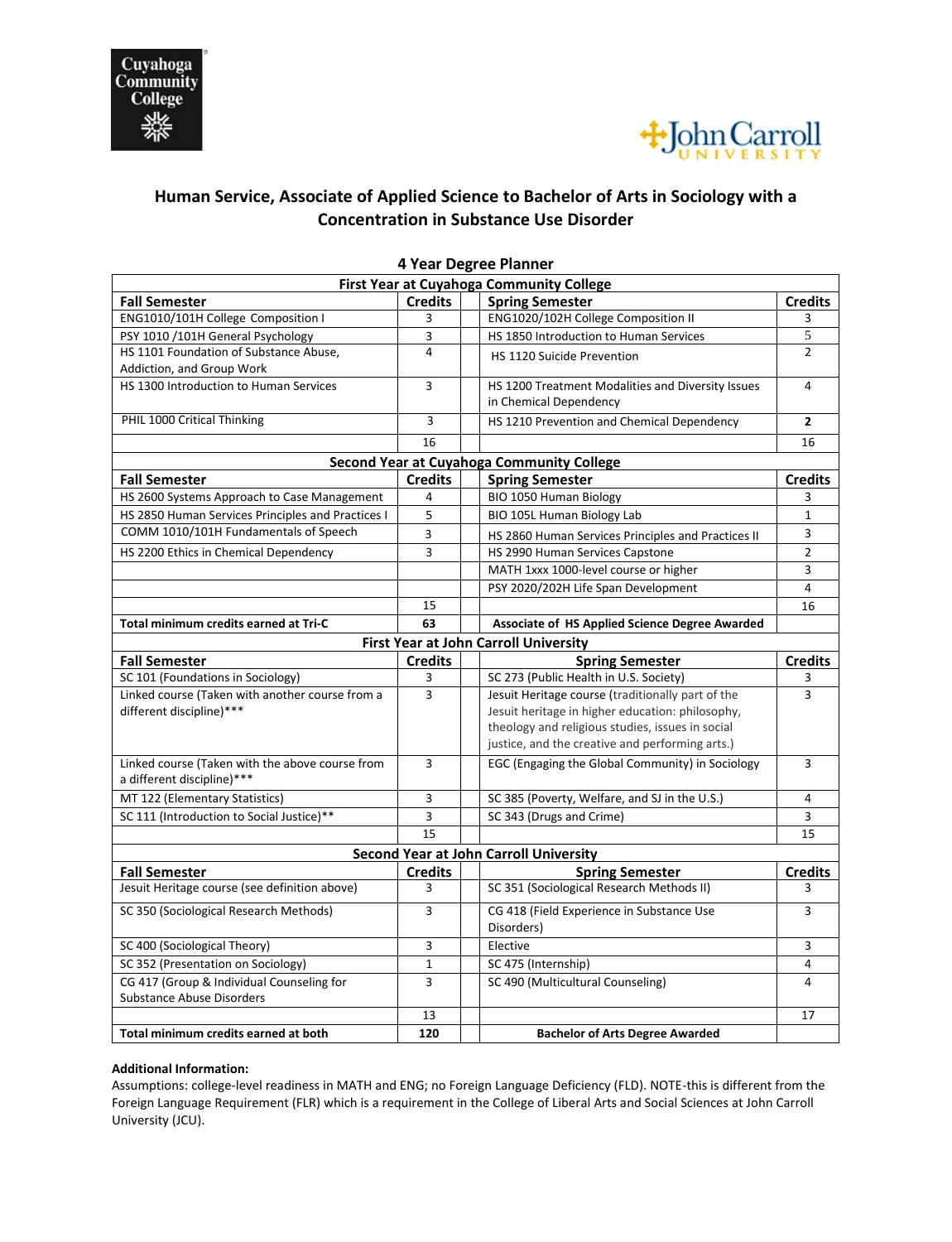# Human Service, Associate of Applied Science to Bachelor of Arts in Sociology with a Concentration in Substance Use Disorder

## 4 Year Degree Planner

| Fall Semester | Credits | | Spring Semester | Credits |
|---|---|---|---|---|
| **First Year at Cuyahoga Community College** | | | | |
| **Fall Semester** | **Credits** | | **Spring Semester** | **Credits** |
| ENG1010/101H College Composition I | 3 | | ENG1020/102H College Composition II | 3 |
| PSY 1010 /101H General Psychology | 3 | | HS 1850 Introduction to Human Services | 5 |
| HS 1101 Foundation of Substance Abuse, Addiction, and Group Work | 4 | | HS 1120 Suicide Prevention | 2 |
| HS 1300 Introduction to Human Services | 3 | | HS 1200 Treatment Modalities and Diversity Issues in Chemical Dependency | 4 |
| PHIL 1000 Critical Thinking | 3 | | HS 1210 Prevention and Chemical Dependency | **2** |
| | 16 | | | 16 |
| **Second Year at Cuyahoga Community College** | | | | |
| **Fall Semester** | **Credits** | | **Spring Semester** | **Credits** |
| HS 2600 Systems Approach to Case Management | 4 | | BIO 1050 Human Biology | 3 |
| HS 2850 Human Services Principles and Practices I | 5 | | BIO 105L Human Biology Lab | 1 |
| COMM 1010/101H Fundamentals of Speech | 3 | | HS 2860 Human Services Principles and Practices II | 3 |
| HS 2200 Ethics in Chemical Dependency | 3 | | HS 2990 Human Services Capstone | 2 |
| | | | MATH 1xxx 1000-level course or higher | 3 |
| | | | PSY 2020/202H Life Span Development | 4 |
| | 15 | | | 16 |
| **Total minimum credits earned at Tri-C** | **63** | | **Associate of HS Applied Science Degree Awarded** | |
| **First Year at John Carroll University** | | | | |
| **Fall Semester** | **Credits** | | **Spring Semester** | **Credits** |
| SC 101 (Foundations in Sociology) | 3 | | SC 273 (Public Health in U.S. Society) | 3 |
| Linked course (Taken with another course from a different discipline)*** | 3 | | Jesuit Heritage course (traditionally part of the Jesuit heritage in higher education: philosophy, theology and religious studies, issues in social justice, and the creative and performing arts.) | 3 |
| Linked course (Taken with the above course from a different discipline)*** | 3 | | EGC (Engaging the Global Community) in Sociology | 3 |
| MT 122 (Elementary Statistics) | 3 | | SC 385 (Poverty, Welfare, and SJ in the U.S.) | 4 |
| SC 111 (Introduction to Social Justice)** | 3 | | SC 343 (Drugs and Crime) | 3 |
| | 15 | | | 15 |
| **Second Year at John Carroll University** | | | | |
| **Fall Semester** | **Credits** | | **Spring Semester** | **Credits** |
| Jesuit Heritage course (see definition above) | 3 | | SC 351 (Sociological Research Methods II) | 3 |
| SC 350 (Sociological Research Methods) | 3 | | CG 418 (Field Experience in Substance Use Disorders) | 3 |
| SC 400 (Sociological Theory) | 3 | | Elective | 3 |
| SC 352 (Presentation on Sociology) | 1 | | SC 475 (Internship) | 4 |
| CG 417 (Group & Individual Counseling for Substance Abuse Disorders | 3 | | SC 490 (Multicultural Counseling) | 4 |
| | 13 | | | 17 |
| **Total minimum credits earned at both** | **120** | | **Bachelor of Arts Degree Awarded** | |

**Additional Information:**
Assumptions: college-level readiness in MATH and ENG; no Foreign Language Deficiency (FLD). NOTE-this is different from the Foreign Language Requirement (FLR) which is a requirement in the College of Liberal Arts and Social Sciences at John Carroll University (JCU).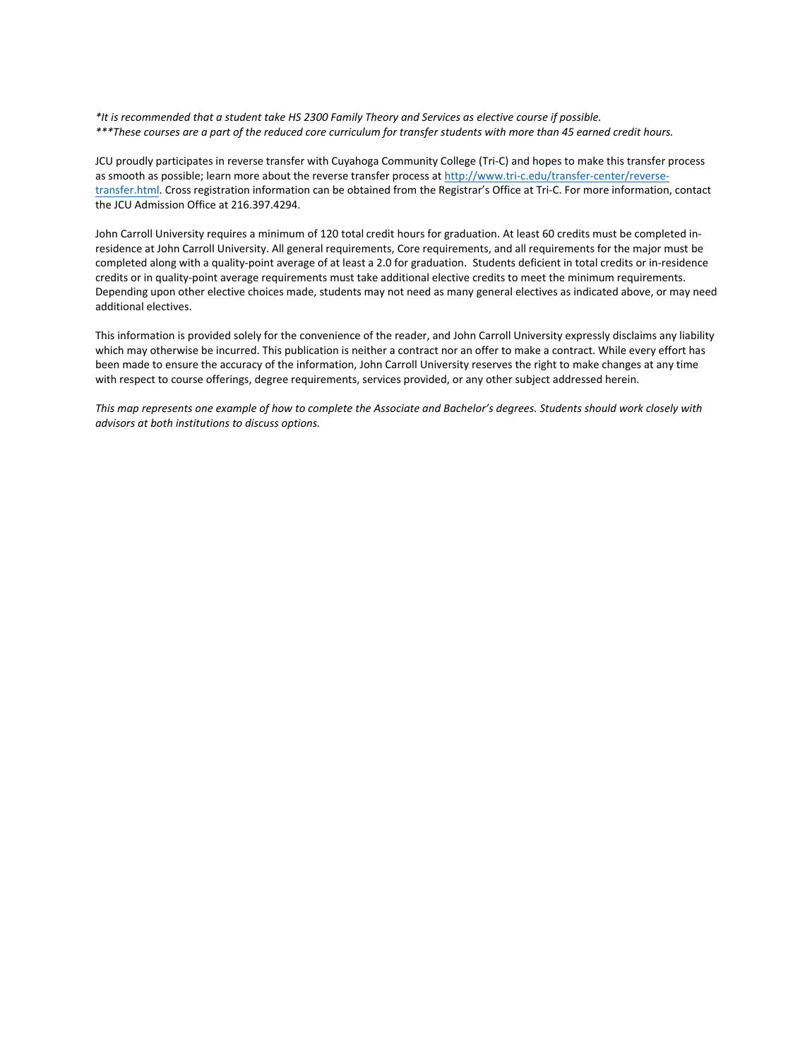*\*It is recommended that a student take HS 2300 Family Theory and Services as elective course if possible.*
*\*\*\*These courses are a part of the reduced core curriculum for transfer students with more than 45 earned credit hours.*

JCU proudly participates in reverse transfer with Cuyahoga Community College (Tri-C) and hopes to make this transfer process as smooth as possible; learn more about the reverse transfer process at [http://www.tri-c.edu/transfer-center/reverse-transfer.html](http://www.tri-c.edu/transfer-center/reverse-transfer.html). Cross registration information can be obtained from the Registrar's Office at Tri-C. For more information, contact the JCU Admission Office at 216.397.4294.

John Carroll University requires a minimum of 120 total credit hours for graduation. At least 60 credits must be completed in-residence at John Carroll University. All general requirements, Core requirements, and all requirements for the major must be completed along with a quality-point average of at least a 2.0 for graduation. Students deficient in total credits or in-residence credits or in quality-point average requirements must take additional elective credits to meet the minimum requirements. Depending upon other elective choices made, students may not need as many general electives as indicated above, or may need additional electives.

This information is provided solely for the convenience of the reader, and John Carroll University expressly disclaims any liability which may otherwise be incurred. This publication is neither a contract nor an offer to make a contract. While every effort has been made to ensure the accuracy of the information, John Carroll University reserves the right to make changes at any time with respect to course offerings, degree requirements, services provided, or any other subject addressed herein.

*This map represents one example of how to complete the Associate and Bachelor's degrees. Students should work closely with advisors at both institutions to discuss options.*